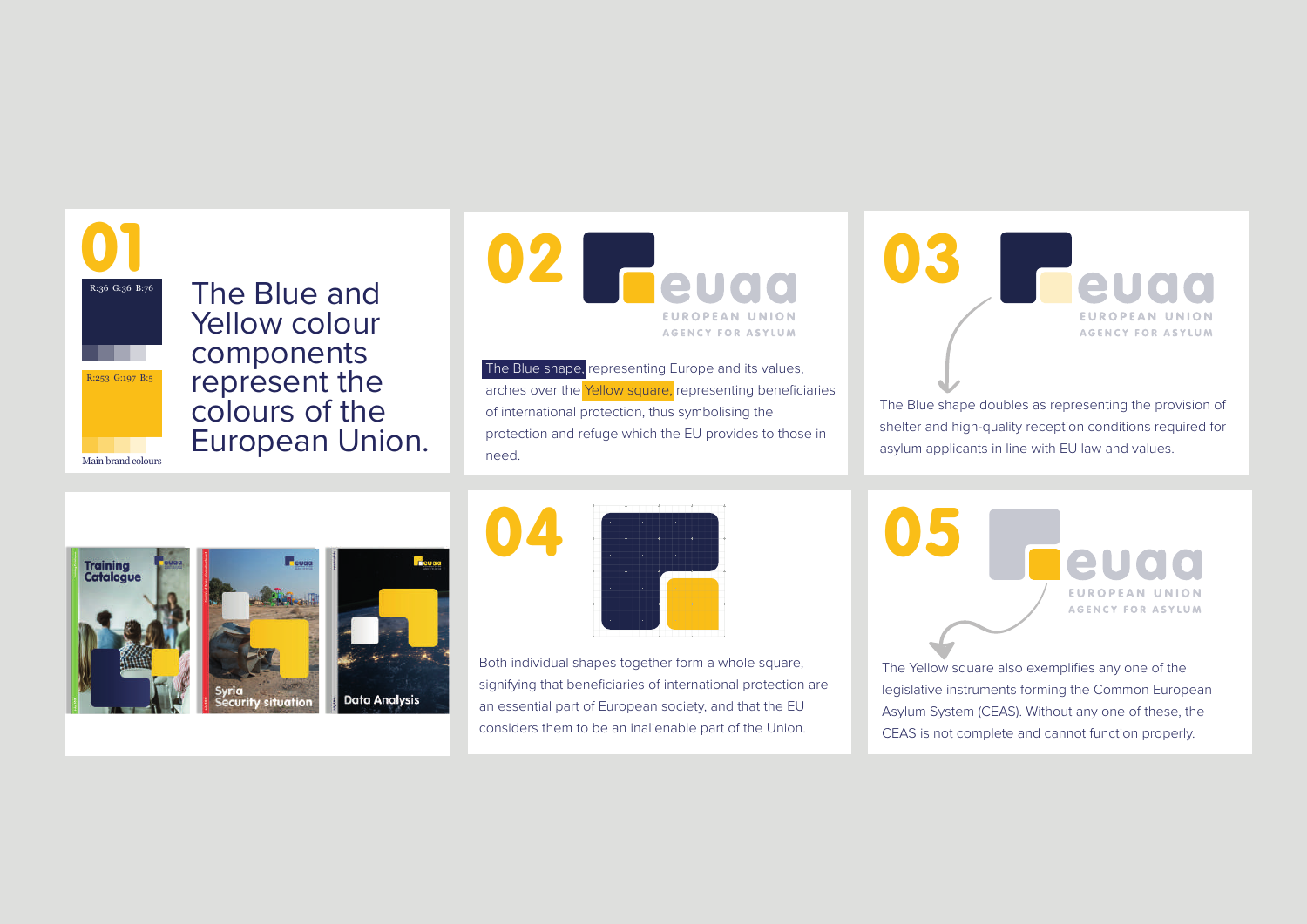## 01

R:36 G:36 B:76

R:253 G:197 B:5

Main brand colours

The Blue and Yellow colour components represent the colours of the European Union.

## 02

euaa
EUROPEAN UNION
AGENCY FOR ASYLUM

The Blue shape, representing Europe and its values, arches over the Yellow square, representing beneficiaries of international protection, thus symbolising the protection and refuge which the EU provides to those in need.

## 03

euaa
EUROPEAN UNION
AGENCY FOR ASYLUM

The Blue shape doubles as representing the provision of shelter and high-quality reception conditions required for asylum applicants in line with EU law and values.

Training Catalogue

Syria Security situation

Data Analysis

## 04

Both individual shapes together form a whole square, signifying that beneficiaries of international protection are an essential part of European society, and that the EU considers them to be an inalienable part of the Union.

## 05

euaa
EUROPEAN UNION
AGENCY FOR ASYLUM

The Yellow square also exemplifies any one of the legislative instruments forming the Common European Asylum System (CEAS). Without any one of these, the CEAS is not complete and cannot function properly.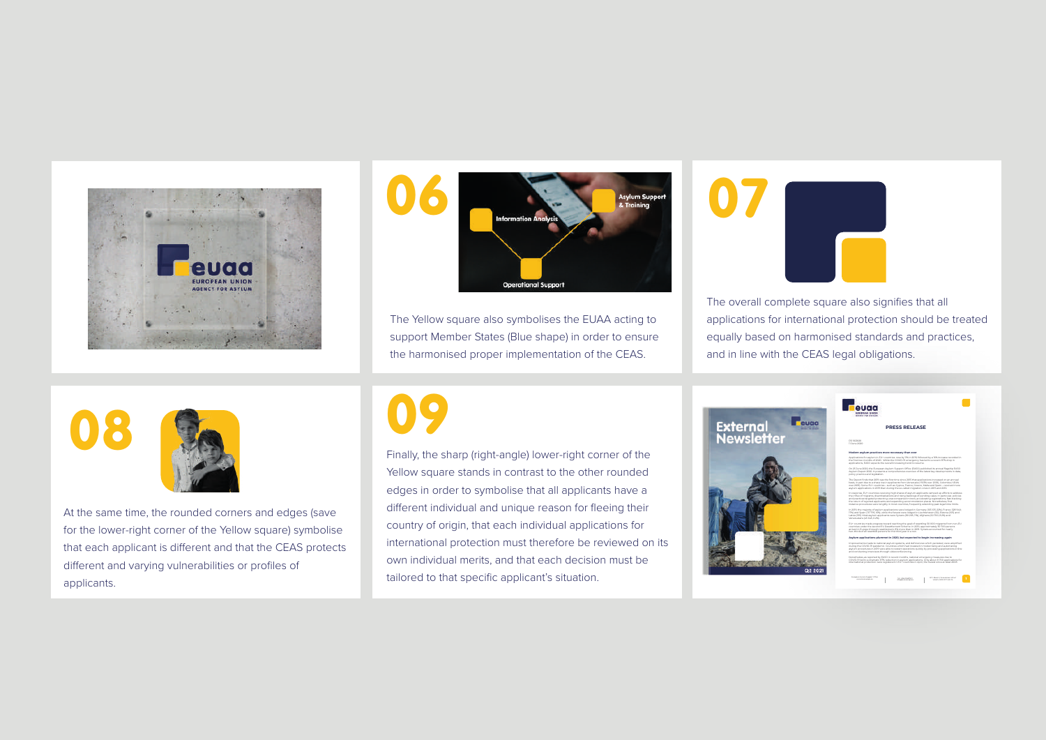06

The Yellow square also symbolises the EUAA acting to support Member States (Blue shape) in order to ensure the harmonised proper implementation of the CEAS.

07

The overall complete square also signifies that all applications for international protection should be treated equally based on harmonised standards and practices, and in line with the CEAS legal obligations.

08

At the same time, the rounded corners and edges (save for the lower-right corner of the Yellow square) symbolise that each applicant is different and that the CEAS protects different and varying vulnerabilities or profiles of applicants.

09

Finally, the sharp (right-angle) lower-right corner of the Yellow square stands in contrast to the other rounded edges in order to symbolise that all applicants have a different individual and unique reason for fleeing their country of origin, that each individual applications for international protection must therefore be reviewed on its own individual merits, and that each decision must be tailored to that specific applicant's situation.